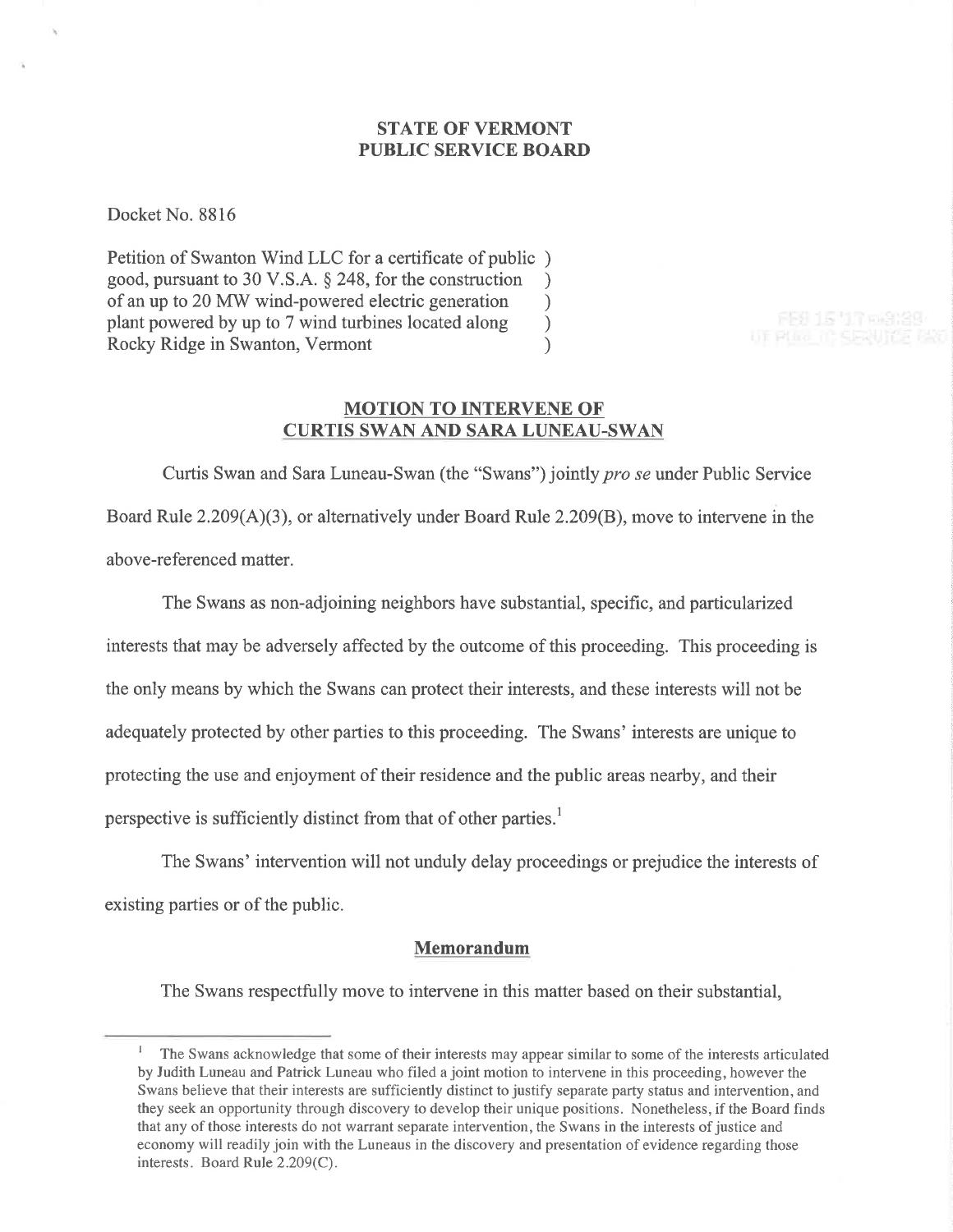**STATE OF VERMONT**
**PUBLIC SERVICE BOARD**

Docket No. 8816

Petition of Swanton Wind LLC for a certificate of public )
good, pursuant to 30 V.S.A. § 248, for the construction )
of an up to 20 MW wind-powered electric generation )
plant powered by up to 7 wind turbines located along )
Rocky Ridge in Swanton, Vermont )

**MOTION TO INTERVENE OF**
**CURTIS SWAN AND SARA LUNEAU-SWAN**

Curtis Swan and Sara Luneau-Swan (the "Swans") jointly *pro se* under Public Service Board Rule 2.209(A)(3), or alternatively under Board Rule 2.209(B), move to intervene in the above-referenced matter.

The Swans as non-adjoining neighbors have substantial, specific, and particularized interests that may be adversely affected by the outcome of this proceeding. This proceeding is the only means by which the Swans can protect their interests, and these interests will not be adequately protected by other parties to this proceeding. The Swans' interests are unique to protecting the use and enjoyment of their residence and the public areas nearby, and their perspective is sufficiently distinct from that of other parties.[1]

The Swans' intervention will not unduly delay proceedings or prejudice the interests of existing parties or of the public.

**Memorandum**

The Swans respectfully move to intervene in this matter based on their substantial,

[1] The Swans acknowledge that some of their interests may appear similar to some of the interests articulated by Judith Luneau and Patrick Luneau who filed a joint motion to intervene in this proceeding, however the Swans believe that their interests are sufficiently distinct to justify separate party status and intervention, and they seek an opportunity through discovery to develop their unique positions. Nonetheless, if the Board finds that any of those interests do not warrant separate intervention, the Swans in the interests of justice and economy will readily join with the Luneaus in the discovery and presentation of evidence regarding those interests. Board Rule 2.209(C).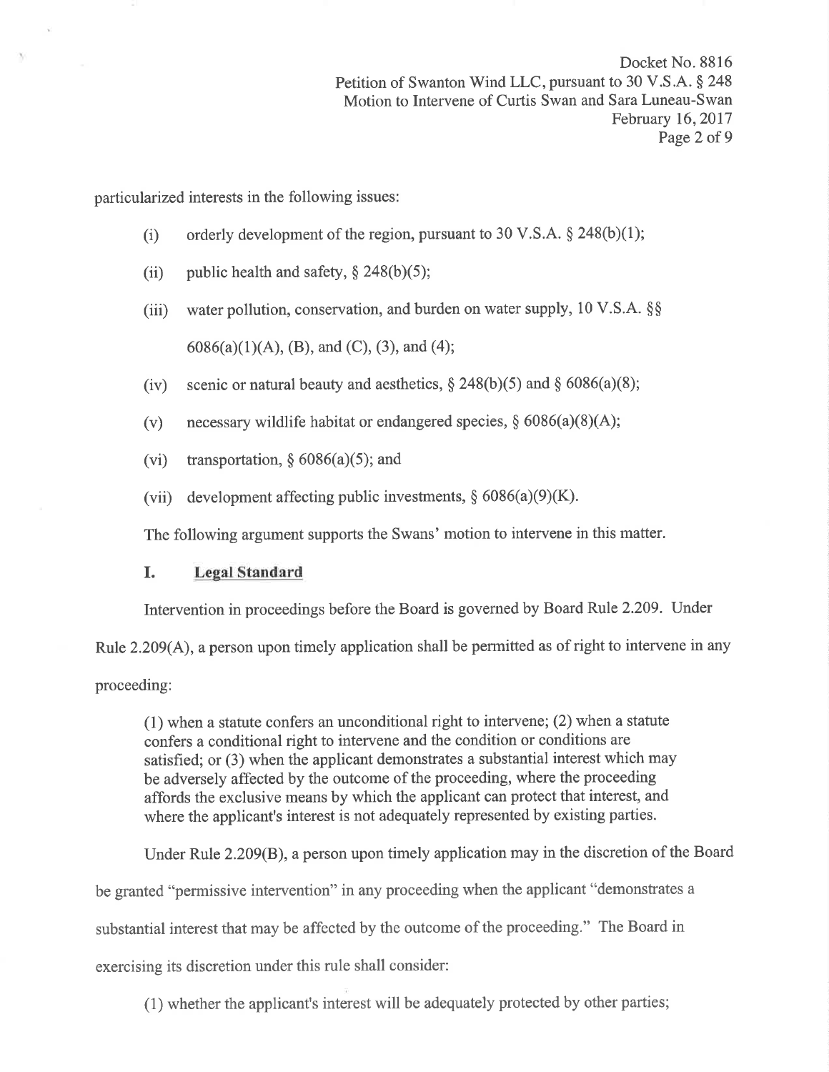particularized interests in the following issues:

(i) orderly development of the region, pursuant to 30 V.S.A. § 248(b)(1);

(ii) public health and safety, § 248(b)(5);

(iii) water pollution, conservation, and burden on water supply, 10 V.S.A. §§ 6086(a)(1)(A), (B), and (C), (3), and (4);

(iv) scenic or natural beauty and aesthetics, § 248(b)(5) and § 6086(a)(8);

(v) necessary wildlife habitat or endangered species, § 6086(a)(8)(A);

(vi) transportation, § 6086(a)(5); and

(vii) development affecting public investments, § 6086(a)(9)(K).

The following argument supports the Swans' motion to intervene in this matter.

## I. Legal Standard

Intervention in proceedings before the Board is governed by Board Rule 2.209. Under Rule 2.209(A), a person upon timely application shall be permitted as of right to intervene in any proceeding:

> (1) when a statute confers an unconditional right to intervene; (2) when a statute confers a conditional right to intervene and the condition or conditions are satisfied; or (3) when the applicant demonstrates a substantial interest which may be adversely affected by the outcome of the proceeding, where the proceeding affords the exclusive means by which the applicant can protect that interest, and where the applicant's interest is not adequately represented by existing parties.

Under Rule 2.209(B), a person upon timely application may in the discretion of the Board be granted "permissive intervention" in any proceeding when the applicant "demonstrates a substantial interest that may be affected by the outcome of the proceeding." The Board in exercising its discretion under this rule shall consider:

> (1) whether the applicant's interest will be adequately protected by other parties;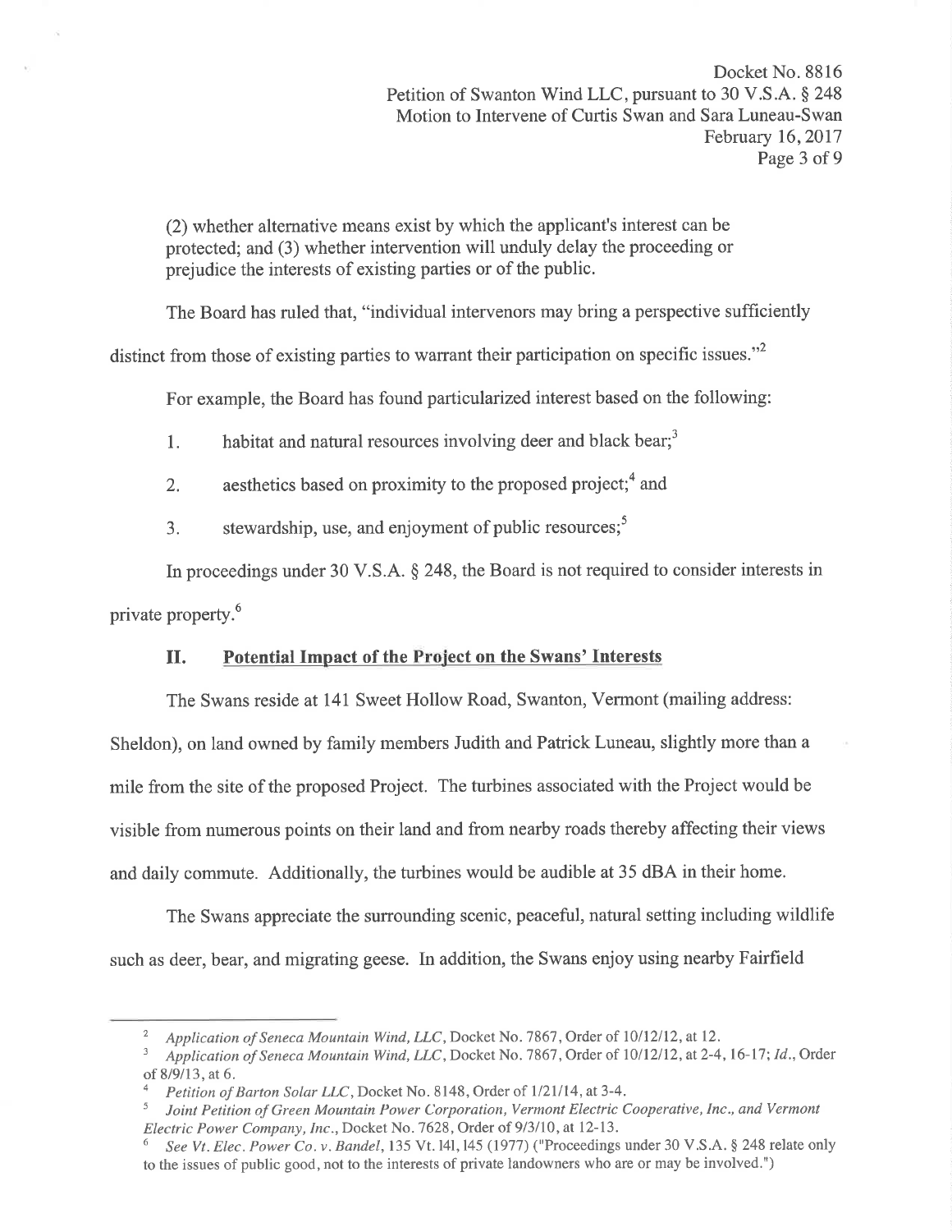(2) whether alternative means exist by which the applicant's interest can be protected; and (3) whether intervention will unduly delay the proceeding or prejudice the interests of existing parties or of the public.

The Board has ruled that, "individual intervenors may bring a perspective sufficiently distinct from those of existing parties to warrant their participation on specific issues."[2]

For example, the Board has found particularized interest based on the following:

1. habitat and natural resources involving deer and black bear;[3]
2. aesthetics based on proximity to the proposed project;[4] and
3. stewardship, use, and enjoyment of public resources;[5]

In proceedings under 30 V.S.A. § 248, the Board is not required to consider interests in private property.[6]

## II. Potential Impact of the Project on the Swans' Interests

The Swans reside at 141 Sweet Hollow Road, Swanton, Vermont (mailing address: Sheldon), on land owned by family members Judith and Patrick Luneau, slightly more than a mile from the site of the proposed Project. The turbines associated with the Project would be visible from numerous points on their land and from nearby roads thereby affecting their views and daily commute. Additionally, the turbines would be audible at 35 dBA in their home.

The Swans appreciate the surrounding scenic, peaceful, natural setting including wildlife such as deer, bear, and migrating geese. In addition, the Swans enjoy using nearby Fairfield

---

[2] *Application of Seneca Mountain Wind, LLC*, Docket No. 7867, Order of 10/12/12, at 12.

[3] *Application of Seneca Mountain Wind, LLC*, Docket No. 7867, Order of 10/12/12, at 2-4, 16-17; *Id.*, Order of 8/9/13, at 6.

[4] *Petition of Barton Solar LLC*, Docket No. 8148, Order of 1/21/14, at 3-4.

[5] *Joint Petition of Green Mountain Power Corporation, Vermont Electric Cooperative, Inc., and Vermont Electric Power Company, Inc.*, Docket No. 7628, Order of 9/3/10, at 12-13.

[6] *See Vt. Elec. Power Co. v. Bandel*, 135 Vt. 141, 145 (1977) ("Proceedings under 30 V.S.A. § 248 relate only to the issues of public good, not to the interests of private landowners who are or may be involved.")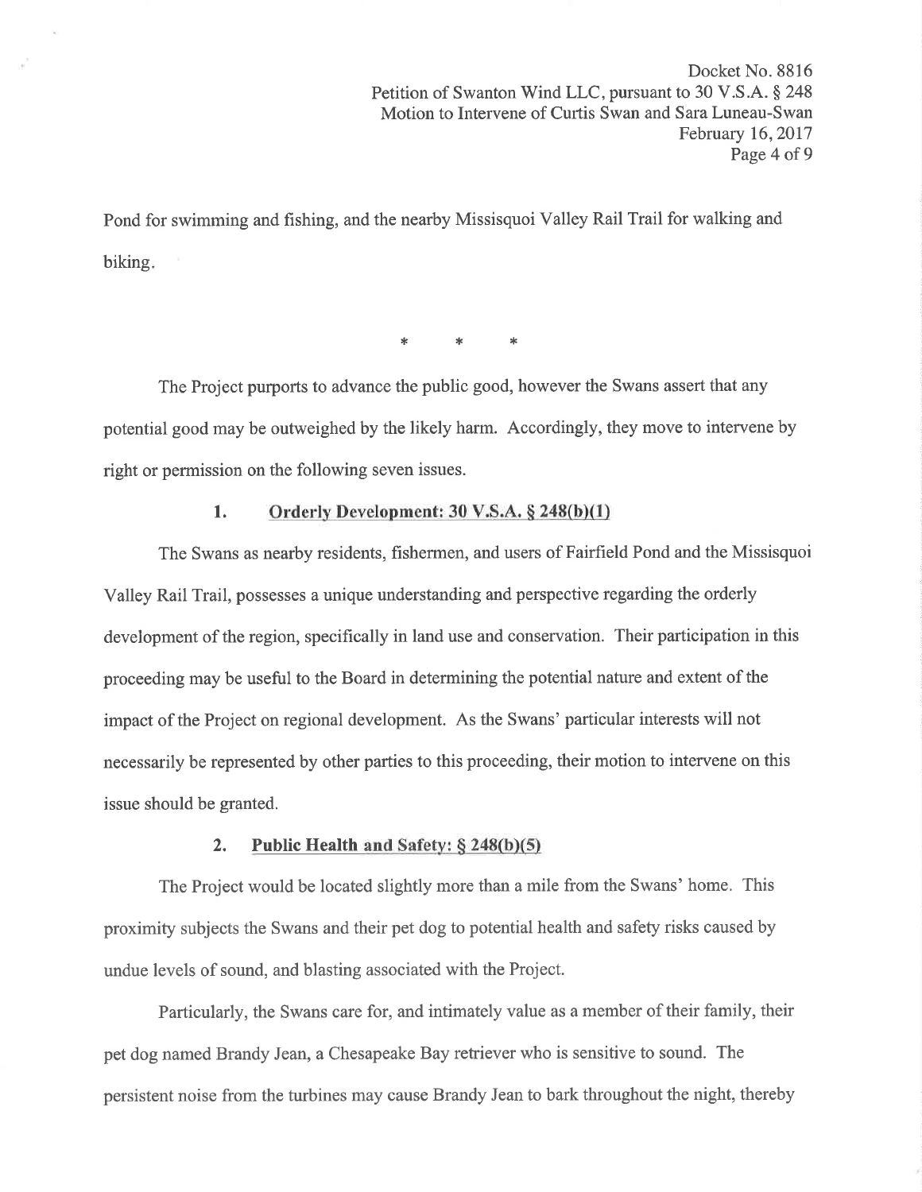Pond for swimming and fishing, and the nearby Missisquoi Valley Rail Trail for walking and biking.

\* \* \*

The Project purports to advance the public good, however the Swans assert that any potential good may be outweighed by the likely harm. Accordingly, they move to intervene by right or permission on the following seven issues.

### 1. Orderly Development: 30 V.S.A. § 248(b)(1)

The Swans as nearby residents, fishermen, and users of Fairfield Pond and the Missisquoi Valley Rail Trail, possesses a unique understanding and perspective regarding the orderly development of the region, specifically in land use and conservation. Their participation in this proceeding may be useful to the Board in determining the potential nature and extent of the impact of the Project on regional development. As the Swans' particular interests will not necessarily be represented by other parties to this proceeding, their motion to intervene on this issue should be granted.

### 2. Public Health and Safety: § 248(b)(5)

The Project would be located slightly more than a mile from the Swans' home. This proximity subjects the Swans and their pet dog to potential health and safety risks caused by undue levels of sound, and blasting associated with the Project.

Particularly, the Swans care for, and intimately value as a member of their family, their pet dog named Brandy Jean, a Chesapeake Bay retriever who is sensitive to sound. The persistent noise from the turbines may cause Brandy Jean to bark throughout the night, thereby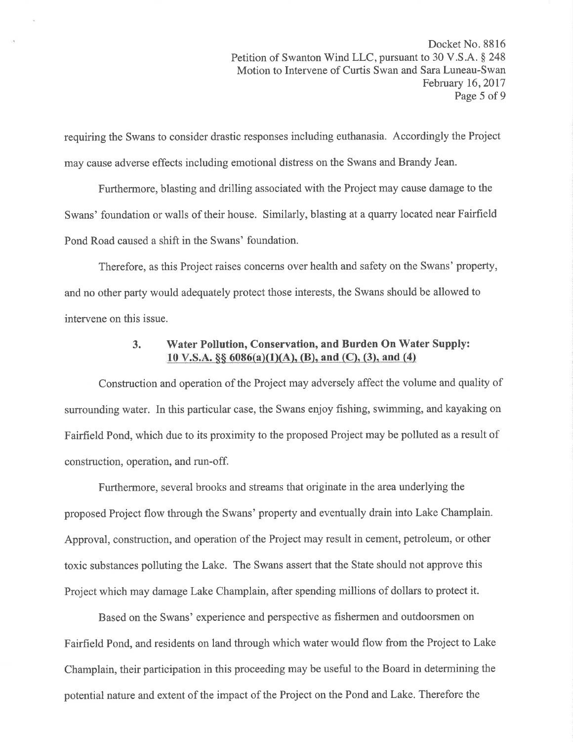requiring the Swans to consider drastic responses including euthanasia. Accordingly the Project may cause adverse effects including emotional distress on the Swans and Brandy Jean.

Furthermore, blasting and drilling associated with the Project may cause damage to the Swans' foundation or walls of their house. Similarly, blasting at a quarry located near Fairfield Pond Road caused a shift in the Swans' foundation.

Therefore, as this Project raises concerns over health and safety on the Swans' property, and no other party would adequately protect those interests, the Swans should be allowed to intervene on this issue.

### 3. Water Pollution, Conservation, and Burden On Water Supply: 10 V.S.A. §§ 6086(a)(1)(A), (B), and (C), (3), and (4)

Construction and operation of the Project may adversely affect the volume and quality of surrounding water. In this particular case, the Swans enjoy fishing, swimming, and kayaking on Fairfield Pond, which due to its proximity to the proposed Project may be polluted as a result of construction, operation, and run-off.

Furthermore, several brooks and streams that originate in the area underlying the proposed Project flow through the Swans' property and eventually drain into Lake Champlain. Approval, construction, and operation of the Project may result in cement, petroleum, or other toxic substances polluting the Lake. The Swans assert that the State should not approve this Project which may damage Lake Champlain, after spending millions of dollars to protect it.

Based on the Swans' experience and perspective as fishermen and outdoorsmen on Fairfield Pond, and residents on land through which water would flow from the Project to Lake Champlain, their participation in this proceeding may be useful to the Board in determining the potential nature and extent of the impact of the Project on the Pond and Lake. Therefore the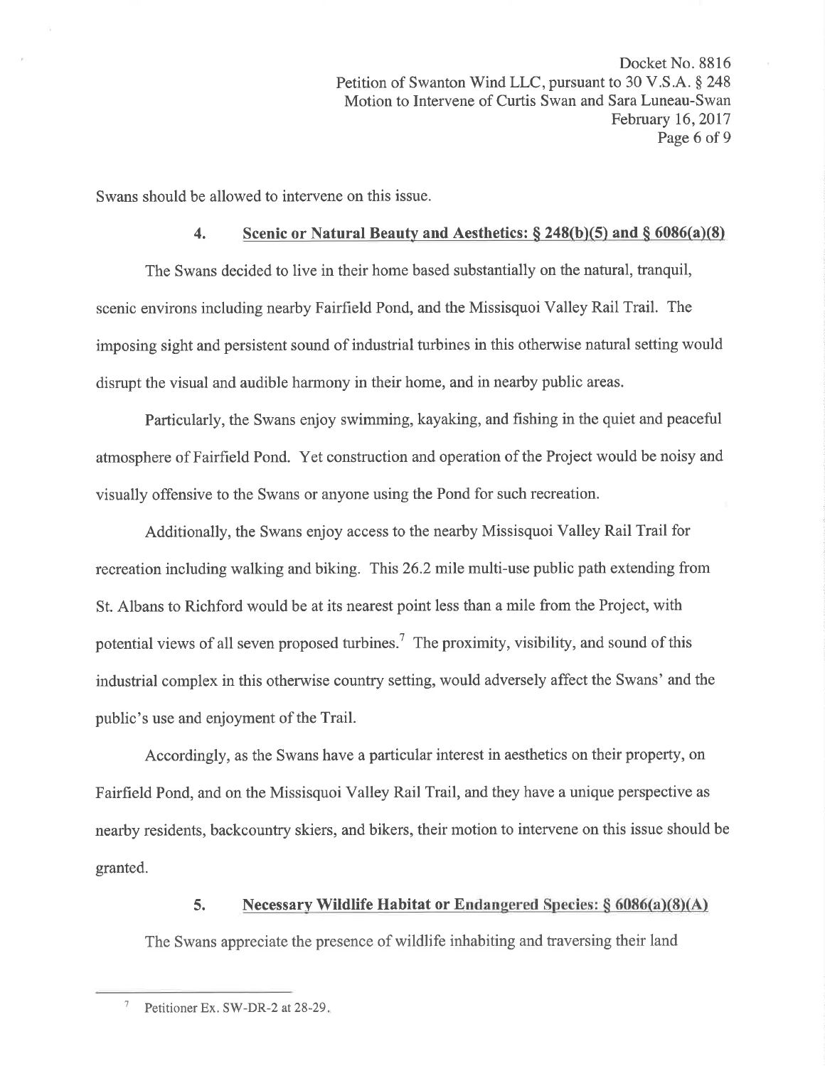Swans should be allowed to intervene on this issue.

### 4. Scenic or Natural Beauty and Aesthetics: § 248(b)(5) and § 6086(a)(8)

The Swans decided to live in their home based substantially on the natural, tranquil, scenic environs including nearby Fairfield Pond, and the Missisquoi Valley Rail Trail. The imposing sight and persistent sound of industrial turbines in this otherwise natural setting would disrupt the visual and audible harmony in their home, and in nearby public areas.

Particularly, the Swans enjoy swimming, kayaking, and fishing in the quiet and peaceful atmosphere of Fairfield Pond. Yet construction and operation of the Project would be noisy and visually offensive to the Swans or anyone using the Pond for such recreation.

Additionally, the Swans enjoy access to the nearby Missisquoi Valley Rail Trail for recreation including walking and biking. This 26.2 mile multi-use public path extending from St. Albans to Richford would be at its nearest point less than a mile from the Project, with potential views of all seven proposed turbines.[7] The proximity, visibility, and sound of this industrial complex in this otherwise country setting, would adversely affect the Swans' and the public's use and enjoyment of the Trail.

Accordingly, as the Swans have a particular interest in aesthetics on their property, on Fairfield Pond, and on the Missisquoi Valley Rail Trail, and they have a unique perspective as nearby residents, backcountry skiers, and bikers, their motion to intervene on this issue should be granted.

### 5. Necessary Wildlife Habitat or Endangered Species: § 6086(a)(8)(A)

The Swans appreciate the presence of wildlife inhabiting and traversing their land

---

[7] Petitioner Ex. SW-DR-2 at 28-29.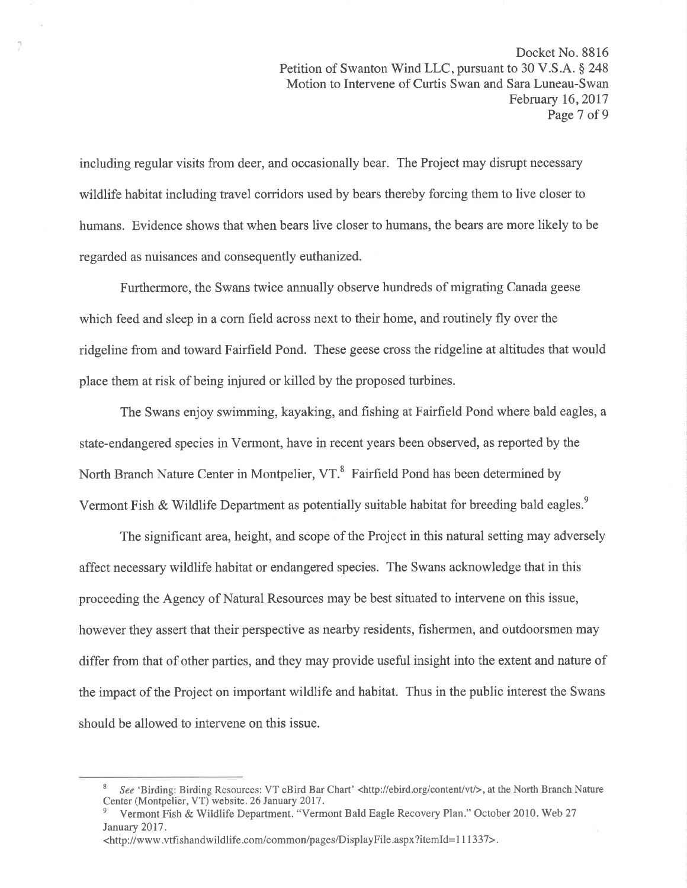including regular visits from deer, and occasionally bear. The Project may disrupt necessary wildlife habitat including travel corridors used by bears thereby forcing them to live closer to humans. Evidence shows that when bears live closer to humans, the bears are more likely to be regarded as nuisances and consequently euthanized.

Furthermore, the Swans twice annually observe hundreds of migrating Canada geese which feed and sleep in a corn field across next to their home, and routinely fly over the ridgeline from and toward Fairfield Pond. These geese cross the ridgeline at altitudes that would place them at risk of being injured or killed by the proposed turbines.

The Swans enjoy swimming, kayaking, and fishing at Fairfield Pond where bald eagles, a state-endangered species in Vermont, have in recent years been observed, as reported by the North Branch Nature Center in Montpelier, VT.[8] Fairfield Pond has been determined by Vermont Fish & Wildlife Department as potentially suitable habitat for breeding bald eagles.[9]

The significant area, height, and scope of the Project in this natural setting may adversely affect necessary wildlife habitat or endangered species. The Swans acknowledge that in this proceeding the Agency of Natural Resources may be best situated to intervene on this issue, however they assert that their perspective as nearby residents, fishermen, and outdoorsmen may differ from that of other parties, and they may provide useful insight into the extent and nature of the impact of the Project on important wildlife and habitat. Thus in the public interest the Swans should be allowed to intervene on this issue.

---

[8] *See* 'Birding: Birding Resources: VT eBird Bar Chart' <http://ebird.org/content/vt/>, at the North Branch Nature Center (Montpelier, VT) website. 26 January 2017.

[9] Vermont Fish & Wildlife Department. "Vermont Bald Eagle Recovery Plan." October 2010. Web 27 January 2017. <http://www.vtfishandwildlife.com/common/pages/DisplayFile.aspx?itemId=111337>.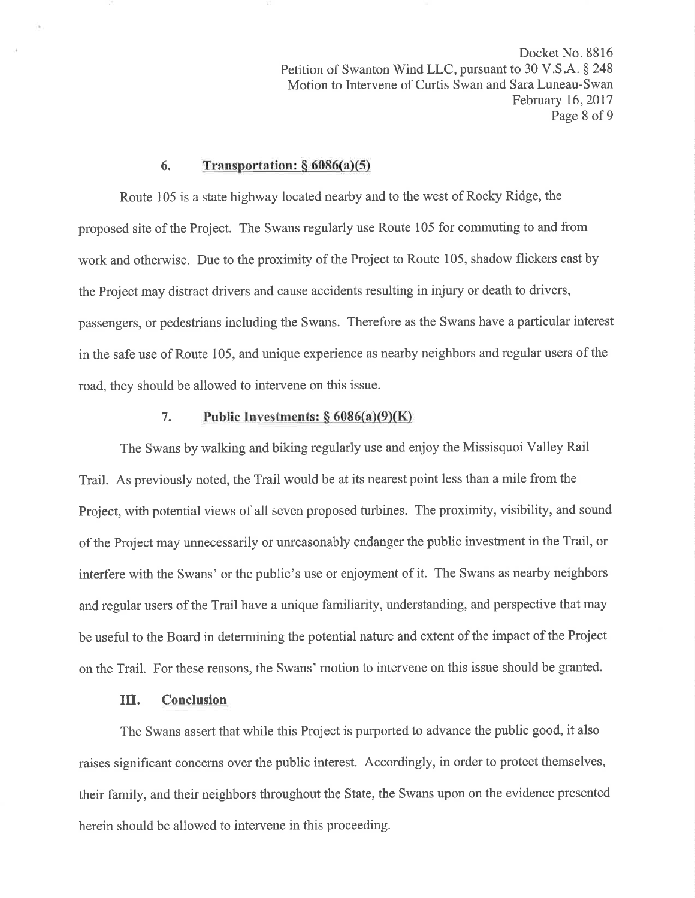### 6. **Transportation: § 6086(a)(5)**

Route 105 is a state highway located nearby and to the west of Rocky Ridge, the proposed site of the Project. The Swans regularly use Route 105 for commuting to and from work and otherwise. Due to the proximity of the Project to Route 105, shadow flickers cast by the Project may distract drivers and cause accidents resulting in injury or death to drivers, passengers, or pedestrians including the Swans. Therefore as the Swans have a particular interest in the safe use of Route 105, and unique experience as nearby neighbors and regular users of the road, they should be allowed to intervene on this issue.

### 7. **Public Investments: § 6086(a)(9)(K)**

The Swans by walking and biking regularly use and enjoy the Missisquoi Valley Rail Trail. As previously noted, the Trail would be at its nearest point less than a mile from the Project, with potential views of all seven proposed turbines. The proximity, visibility, and sound of the Project may unnecessarily or unreasonably endanger the public investment in the Trail, or interfere with the Swans' or the public's use or enjoyment of it. The Swans as nearby neighbors and regular users of the Trail have a unique familiarity, understanding, and perspective that may be useful to the Board in determining the potential nature and extent of the impact of the Project on the Trail. For these reasons, the Swans' motion to intervene on this issue should be granted.

## III. **Conclusion**

The Swans assert that while this Project is purported to advance the public good, it also raises significant concerns over the public interest. Accordingly, in order to protect themselves, their family, and their neighbors throughout the State, the Swans upon on the evidence presented herein should be allowed to intervene in this proceeding.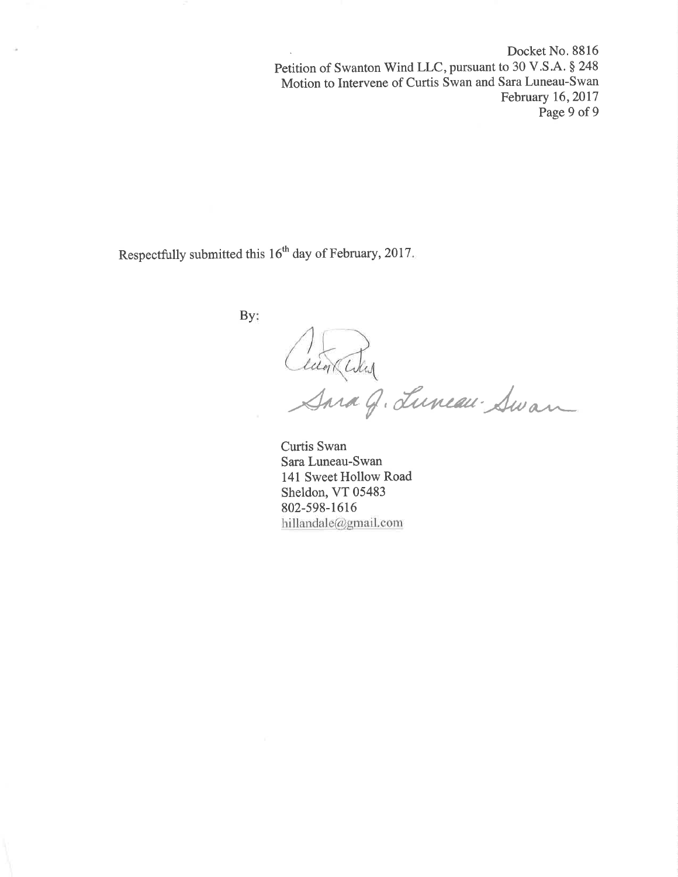Respectfully submitted this 16th day of February, 2017.

By:

Curtis Swan
Sara J. Luneau-Swan

Curtis Swan
Sara Luneau-Swan
141 Sweet Hollow Road
Sheldon, VT 05483
802-598-1616
hillandale@gmail.com